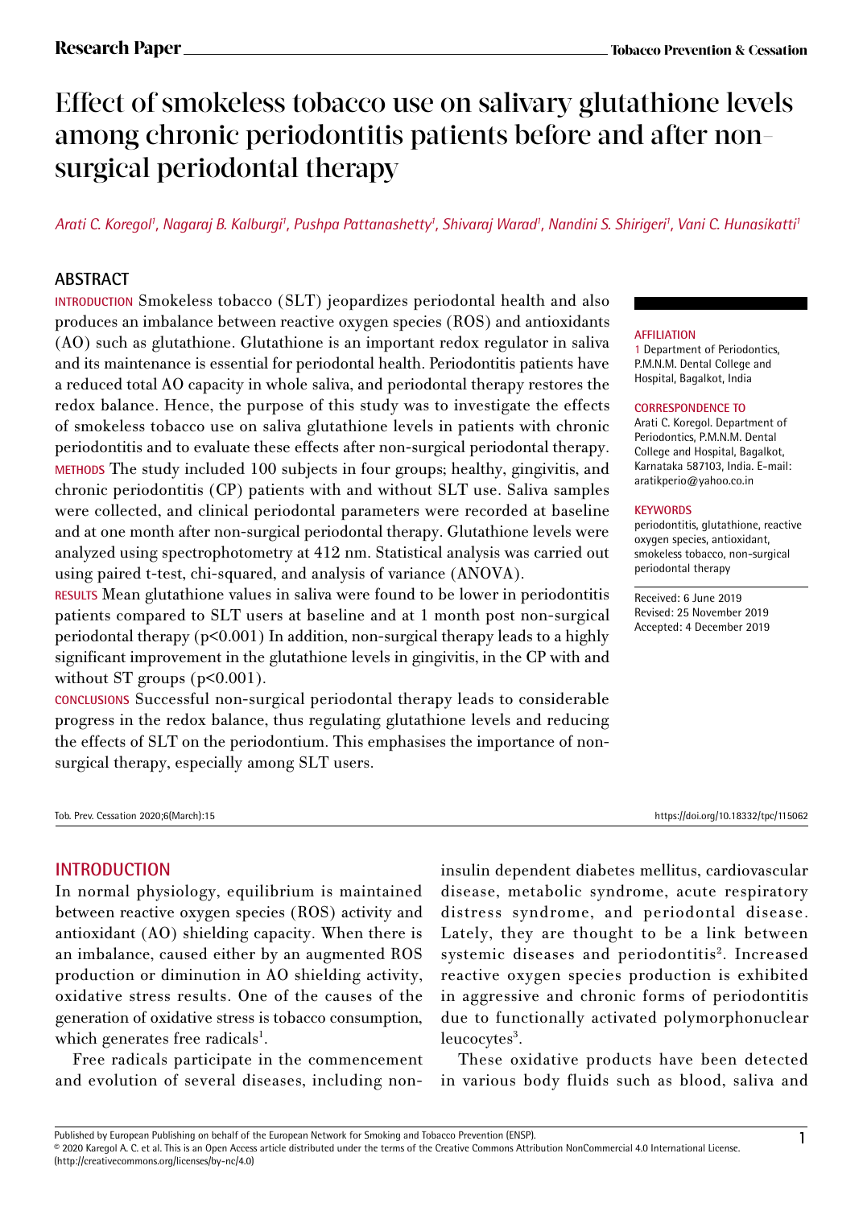# Effect of smokeless tobacco use on salivary glutathione levels among chronic periodontitis patients before and after non-surgical periodontal therapy

*Arati C. Koregol[1], Nagaraj B. Kalburgi[1], Pushpa Pattanashetty[1], Shivaraj Warad[1], Nandini S. Shirigeri[1], Vani C. Hunasikatti[1]*

## ABSTRACT

**INTRODUCTION** Smokeless tobacco (SLT) jeopardizes periodontal health and also produces an imbalance between reactive oxygen species (ROS) and antioxidants (AO) such as glutathione. Glutathione is an important redox regulator in saliva and its maintenance is essential for periodontal health. Periodontitis patients have a reduced total AO capacity in whole saliva, and periodontal therapy restores the redox balance. Hence, the purpose of this study was to investigate the effects of smokeless tobacco use on saliva glutathione levels in patients with chronic periodontitis and to evaluate these effects after non-surgical periodontal therapy.

**METHODS** The study included 100 subjects in four groups; healthy, gingivitis, and chronic periodontitis (CP) patients with and without SLT use. Saliva samples were collected, and clinical periodontal parameters were recorded at baseline and at one month after non-surgical periodontal therapy. Glutathione levels were analyzed using spectrophotometry at 412 nm. Statistical analysis was carried out using paired t-test, chi-squared, and analysis of variance (ANOVA).

**RESULTS** Mean glutathione values in saliva were found to be lower in periodontitis patients compared to SLT users at baseline and at 1 month post non-surgical periodontal therapy ($p<0.001$) In addition, non-surgical therapy leads to a highly significant improvement in the glutathione levels in gingivitis, in the CP with and without ST groups ($p<0.001$).

**CONCLUSIONS** Successful non-surgical periodontal therapy leads to considerable progress in the redox balance, thus regulating glutathione levels and reducing the effects of SLT on the periodontium. This emphasises the importance of non-surgical therapy, especially among SLT users.

**AFFILIATION**
1 Department of Periodontics, P.M.N.M. Dental College and Hospital, Bagalkot, India

**CORRESPONDENCE TO**
Arati C. Koregol. Department of Periodontics, P.M.N.M. Dental College and Hospital, Bagalkot, Karnataka 587103, India. E-mail: aratikperio@yahoo.co.in

**KEYWORDS**
periodontitis, glutathione, reactive oxygen species, antioxidant, smokeless tobacco, non-surgical periodontal therapy

Received: 6 June 2019
Revised: 25 November 2019
Accepted: 4 December 2019

Tob. Prev. Cessation 2020;6(March):15 https://doi.org/10.18332/tpc/115062

## INTRODUCTION

In normal physiology, equilibrium is maintained between reactive oxygen species (ROS) activity and antioxidant (AO) shielding capacity. When there is an imbalance, caused either by an augmented ROS production or diminution in AO shielding activity, oxidative stress results. One of the causes of the generation of oxidative stress is tobacco consumption, which generates free radicals[1].

Free radicals participate in the commencement and evolution of several diseases, including non-insulin dependent diabetes mellitus, cardiovascular disease, metabolic syndrome, acute respiratory distress syndrome, and periodontal disease. Lately, they are thought to be a link between systemic diseases and periodontitis[2]. Increased reactive oxygen species production is exhibited in aggressive and chronic forms of periodontitis due to functionally activated polymorphonuclear leucocytes[3].

These oxidative products have been detected in various body fluids such as blood, saliva and

Published by European Publishing on behalf of the European Network for Smoking and Tobacco Prevention (ENSP).
© 2020 Karegol A. C. et al. This is an Open Access article distributed under the terms of the Creative Commons Attribution NonCommercial 4.0 International License. (http://creativecommons.org/licenses/by-nc/4.0)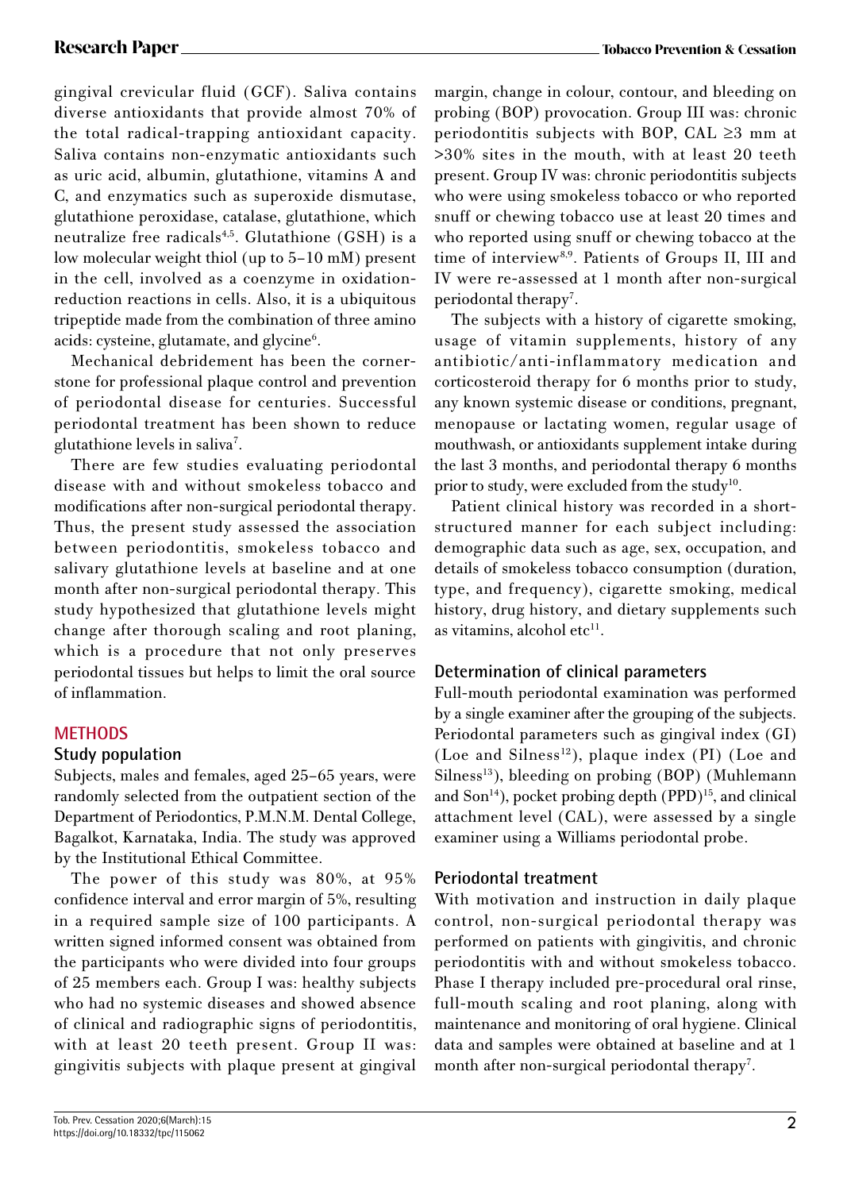gingival crevicular fluid (GCF). Saliva contains diverse antioxidants that provide almost 70% of the total radical-trapping antioxidant capacity. Saliva contains non-enzymatic antioxidants such as uric acid, albumin, glutathione, vitamins A and C, and enzymatics such as superoxide dismutase, glutathione peroxidase, catalase, glutathione, which neutralize free radicals[4,5]. Glutathione (GSH) is a low molecular weight thiol (up to 5–10 mM) present in the cell, involved as a coenzyme in oxidation-reduction reactions in cells. Also, it is a ubiquitous tripeptide made from the combination of three amino acids: cysteine, glutamate, and glycine[6].

Mechanical debridement has been the cornerstone for professional plaque control and prevention of periodontal disease for centuries. Successful periodontal treatment has been shown to reduce glutathione levels in saliva[7].

There are few studies evaluating periodontal disease with and without smokeless tobacco and modifications after non-surgical periodontal therapy. Thus, the present study assessed the association between periodontitis, smokeless tobacco and salivary glutathione levels at baseline and at one month after non-surgical periodontal therapy. This study hypothesized that glutathione levels might change after thorough scaling and root planing, which is a procedure that not only preserves periodontal tissues but helps to limit the oral source of inflammation.

## METHODS

### Study population

Subjects, males and females, aged 25–65 years, were randomly selected from the outpatient section of the Department of Periodontics, P.M.N.M. Dental College, Bagalkot, Karnataka, India. The study was approved by the Institutional Ethical Committee.

The power of this study was 80%, at 95% confidence interval and error margin of 5%, resulting in a required sample size of 100 participants. A written signed informed consent was obtained from the participants who were divided into four groups of 25 members each. Group I was: healthy subjects who had no systemic diseases and showed absence of clinical and radiographic signs of periodontitis, with at least 20 teeth present. Group II was: gingivitis subjects with plaque present at gingival margin, change in colour, contour, and bleeding on probing (BOP) provocation. Group III was: chronic periodontitis subjects with BOP, CAL ≥3 mm at >30% sites in the mouth, with at least 20 teeth present. Group IV was: chronic periodontitis subjects who were using smokeless tobacco or who reported snuff or chewing tobacco use at least 20 times and who reported using snuff or chewing tobacco at the time of interview[8,9]. Patients of Groups II, III and IV were re-assessed at 1 month after non-surgical periodontal therapy[7].

The subjects with a history of cigarette smoking, usage of vitamin supplements, history of any antibiotic/anti-inflammatory medication and corticosteroid therapy for 6 months prior to study, any known systemic disease or conditions, pregnant, menopause or lactating women, regular usage of mouthwash, or antioxidants supplement intake during the last 3 months, and periodontal therapy 6 months prior to study, were excluded from the study[10].

Patient clinical history was recorded in a short-structured manner for each subject including: demographic data such as age, sex, occupation, and details of smokeless tobacco consumption (duration, type, and frequency), cigarette smoking, medical history, drug history, and dietary supplements such as vitamins, alcohol etc[11].

### Determination of clinical parameters

Full-mouth periodontal examination was performed by a single examiner after the grouping of the subjects. Periodontal parameters such as gingival index (GI) (Loe and Silness[12]), plaque index (PI) (Loe and Silness[13]), bleeding on probing (BOP) (Muhlemann and Son[14]), pocket probing depth (PPD)[15], and clinical attachment level (CAL), were assessed by a single examiner using a Williams periodontal probe.

### Periodontal treatment

With motivation and instruction in daily plaque control, non-surgical periodontal therapy was performed on patients with gingivitis, and chronic periodontitis with and without smokeless tobacco. Phase I therapy included pre-procedural oral rinse, full-mouth scaling and root planing, along with maintenance and monitoring of oral hygiene. Clinical data and samples were obtained at baseline and at 1 month after non-surgical periodontal therapy[7].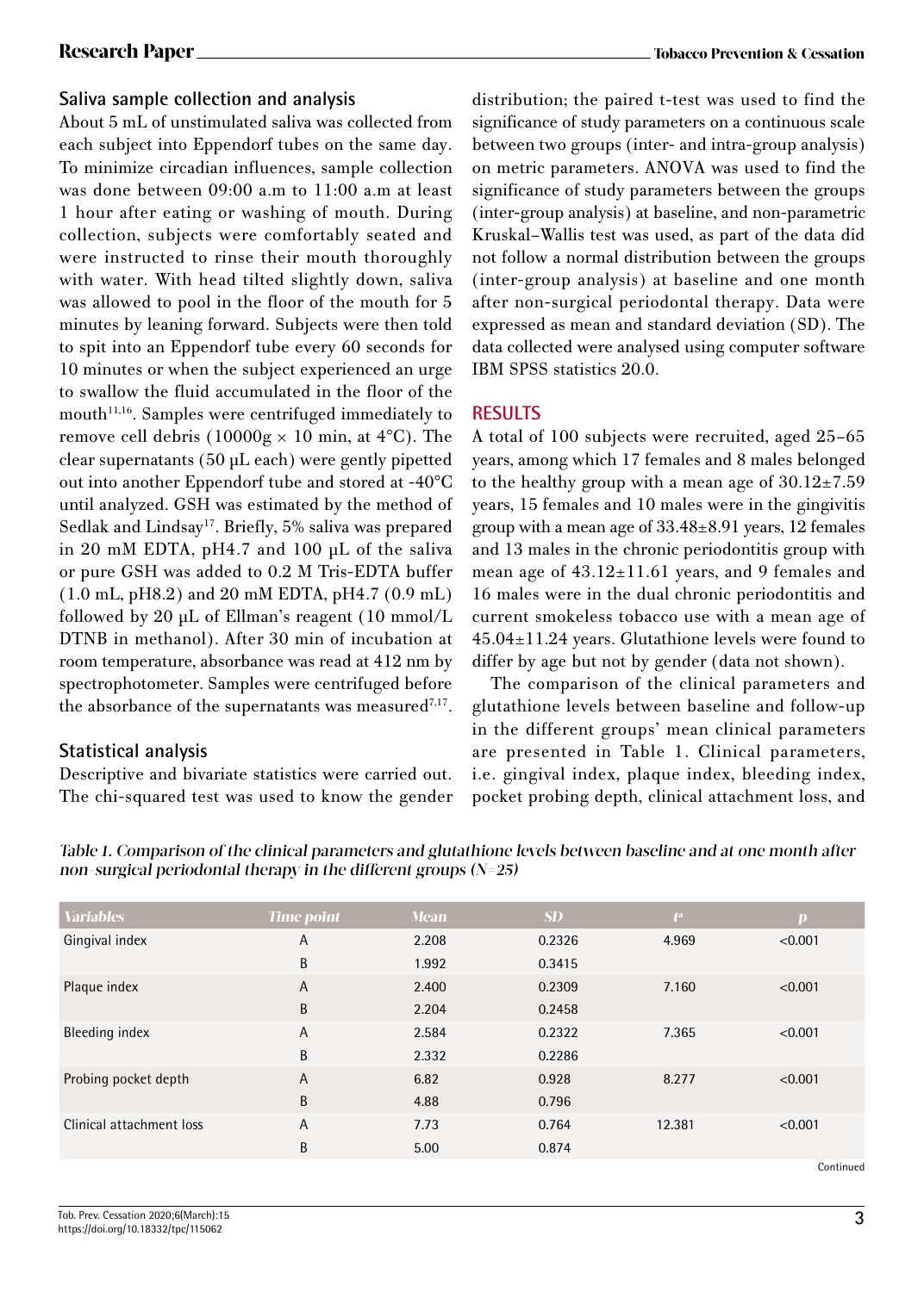### Saliva sample collection and analysis

About 5 mL of unstimulated saliva was collected from each subject into Eppendorf tubes on the same day. To minimize circadian influences, sample collection was done between 09:00 a.m to 11:00 a.m at least 1 hour after eating or washing of mouth. During collection, subjects were comfortably seated and were instructed to rinse their mouth thoroughly with water. With head tilted slightly down, saliva was allowed to pool in the floor of the mouth for 5 minutes by leaning forward. Subjects were then told to spit into an Eppendorf tube every 60 seconds for 10 minutes or when the subject experienced an urge to swallow the fluid accumulated in the floor of the mouth[11,16]. Samples were centrifuged immediately to remove cell debris (10000g × 10 min, at 4°C). The clear supernatants (50 μL each) were gently pipetted out into another Eppendorf tube and stored at -40°C until analyzed. GSH was estimated by the method of Sedlak and Lindsay[17]. Briefly, 5% saliva was prepared in 20 mM EDTA, pH4.7 and 100 μL of the saliva or pure GSH was added to 0.2 M Tris-EDTA buffer (1.0 mL, pH8.2) and 20 mM EDTA, pH4.7 (0.9 mL) followed by 20 μL of Ellman's reagent (10 mmol/L DTNB in methanol). After 30 min of incubation at room temperature, absorbance was read at 412 nm by spectrophotometer. Samples were centrifuged before the absorbance of the supernatants was measured[7,17].

### Statistical analysis

Descriptive and bivariate statistics were carried out. The chi-squared test was used to know the gender distribution; the paired t-test was used to find the significance of study parameters on a continuous scale between two groups (inter- and intra-group analysis) on metric parameters. ANOVA was used to find the significance of study parameters between the groups (inter-group analysis) at baseline, and non-parametric Kruskal–Wallis test was used, as part of the data did not follow a normal distribution between the groups (inter-group analysis) at baseline and one month after non-surgical periodontal therapy. Data were expressed as mean and standard deviation (SD). The data collected were analysed using computer software IBM SPSS statistics 20.0.

## RESULTS

A total of 100 subjects were recruited, aged 25–65 years, among which 17 females and 8 males belonged to the healthy group with a mean age of 30.12±7.59 years, 15 females and 10 males were in the gingivitis group with a mean age of 33.48±8.91 years, 12 females and 13 males in the chronic periodontitis group with mean age of 43.12±11.61 years, and 9 females and 16 males were in the dual chronic periodontitis and current smokeless tobacco use with a mean age of 45.04±11.24 years. Glutathione levels were found to differ by age but not by gender (data not shown).

The comparison of the clinical parameters and glutathione levels between baseline and follow-up in the different groups' mean clinical parameters are presented in Table 1. Clinical parameters, i.e. gingival index, plaque index, bleeding index, pocket probing depth, clinical attachment loss, and

*Table 1. Comparison of the clinical parameters and glutathione levels between baseline and at one month after non-surgical periodontal therapy in the different groups (N=25)*

| Variables | Time point | Mean | SD | t[a] | p |
|---|---|---|---|---|---|
| Gingival index | A | 2.208 | 0.2326 | 4.969 | <0.001 |
| | B | 1.992 | 0.3415 | | |
| Plaque index | A | 2.400 | 0.2309 | 7.160 | <0.001 |
| | B | 2.204 | 0.2458 | | |
| Bleeding index | A | 2.584 | 0.2322 | 7.365 | <0.001 |
| | B | 2.332 | 0.2286 | | |
| Probing pocket depth | A | 6.82 | 0.928 | 8.277 | <0.001 |
| | B | 4.88 | 0.796 | | |
| Clinical attachment loss | A | 7.73 | 0.764 | 12.381 | <0.001 |
| | B | 5.00 | 0.874 | | |

Continued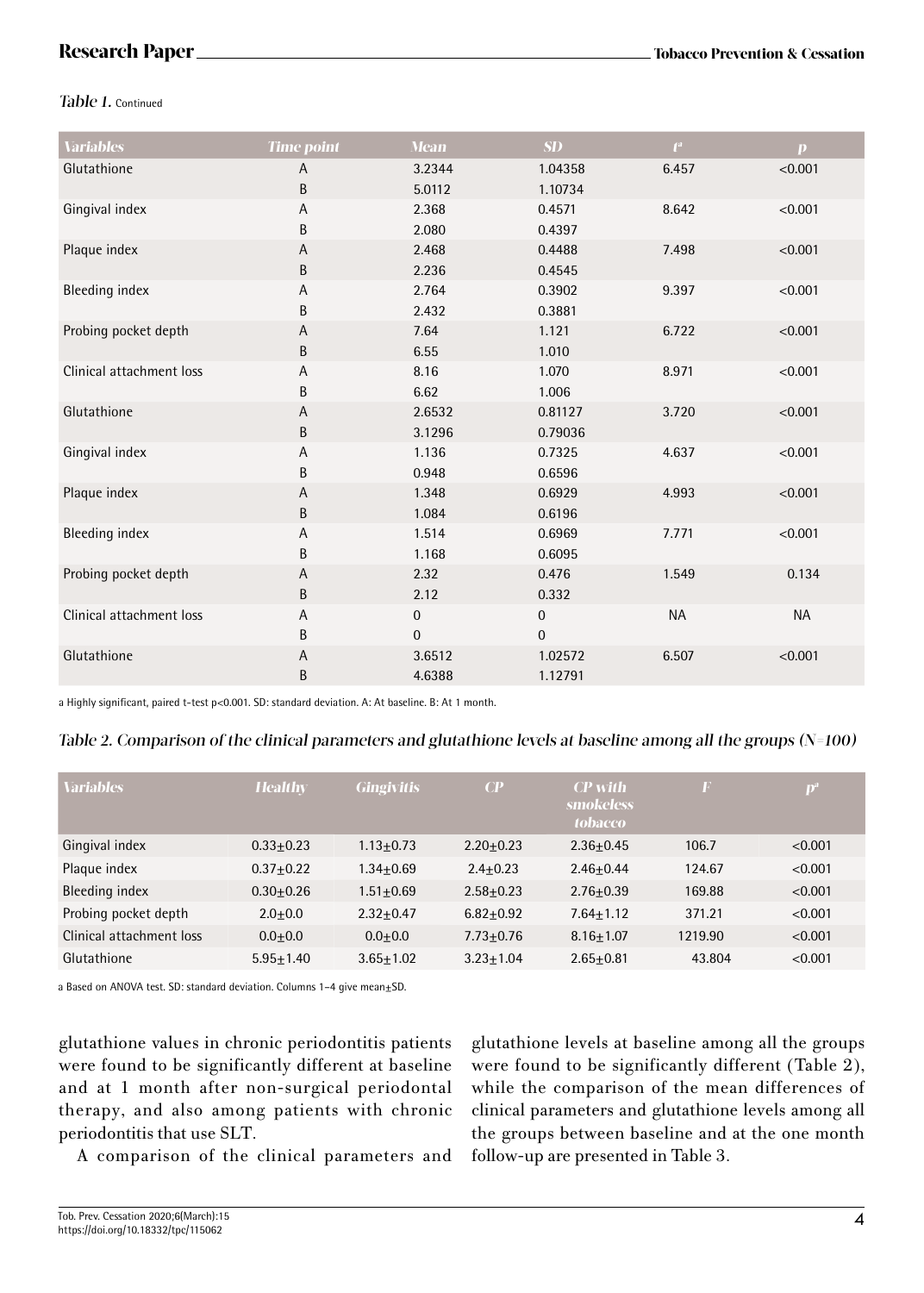*Table 1.* Continued

| Variables | Time point | Mean | SD | t[a] | p |
|---|---|---|---|---|---|
| Glutathione | A | 3.2344 | 1.04358 | 6.457 | <0.001 |
| | B | 5.0112 | 1.10734 | | |
| Gingival index | A | 2.368 | 0.4571 | 8.642 | <0.001 |
| | B | 2.080 | 0.4397 | | |
| Plaque index | A | 2.468 | 0.4488 | 7.498 | <0.001 |
| | B | 2.236 | 0.4545 | | |
| Bleeding index | A | 2.764 | 0.3902 | 9.397 | <0.001 |
| | B | 2.432 | 0.3881 | | |
| Probing pocket depth | A | 7.64 | 1.121 | 6.722 | <0.001 |
| | B | 6.55 | 1.010 | | |
| Clinical attachment loss | A | 8.16 | 1.070 | 8.971 | <0.001 |
| | B | 6.62 | 1.006 | | |
| Glutathione | A | 2.6532 | 0.81127 | 3.720 | <0.001 |
| | B | 3.1296 | 0.79036 | | |
| Gingival index | A | 1.136 | 0.7325 | 4.637 | <0.001 |
| | B | 0.948 | 0.6596 | | |
| Plaque index | A | 1.348 | 0.6929 | 4.993 | <0.001 |
| | B | 1.084 | 0.6196 | | |
| Bleeding index | A | 1.514 | 0.6969 | 7.771 | <0.001 |
| | B | 1.168 | 0.6095 | | |
| Probing pocket depth | A | 2.32 | 0.476 | 1.549 | 0.134 |
| | B | 2.12 | 0.332 | | |
| Clinical attachment loss | A | 0 | 0 | NA | NA |
| | B | 0 | 0 | | |
| Glutathione | A | 3.6512 | 1.02572 | 6.507 | <0.001 |
| | B | 4.6388 | 1.12791 | | |

a Highly significant, paired t-test p<0.001. SD: standard deviation. A: At baseline. B: At 1 month.

*Table 2. Comparison of the clinical parameters and glutathione levels at baseline among all the groups (N=100)*

| Variables | Healthy | Gingivitis | CP | CP with smokeless tobacco | F | p[a] |
|---|---|---|---|---|---|---|
| Gingival index | 0.33±0.23 | 1.13±0.73 | 2.20±0.23 | 2.36±0.45 | 106.7 | <0.001 |
| Plaque index | 0.37±0.22 | 1.34±0.69 | 2.4±0.23 | 2.46±0.44 | 124.67 | <0.001 |
| Bleeding index | 0.30±0.26 | 1.51±0.69 | 2.58±0.23 | 2.76±0.39 | 169.88 | <0.001 |
| Probing pocket depth | 2.0±0.0 | 2.32±0.47 | 6.82±0.92 | 7.64±1.12 | 371.21 | <0.001 |
| Clinical attachment loss | 0.0±0.0 | 0.0±0.0 | 7.73±0.76 | 8.16±1.07 | 1219.90 | <0.001 |
| Glutathione | 5.95±1.40 | 3.65±1.02 | 3.23±1.04 | 2.65±0.81 | 43.804 | <0.001 |

a Based on ANOVA test. SD: standard deviation. Columns 1–4 give mean±SD.

glutathione values in chronic periodontitis patients were found to be significantly different at baseline and at 1 month after non-surgical periodontal therapy, and also among patients with chronic periodontitis that use SLT.

A comparison of the clinical parameters and glutathione levels at baseline among all the groups were found to be significantly different (Table 2), while the comparison of the mean differences of clinical parameters and glutathione levels among all the groups between baseline and at the one month follow-up are presented in Table 3.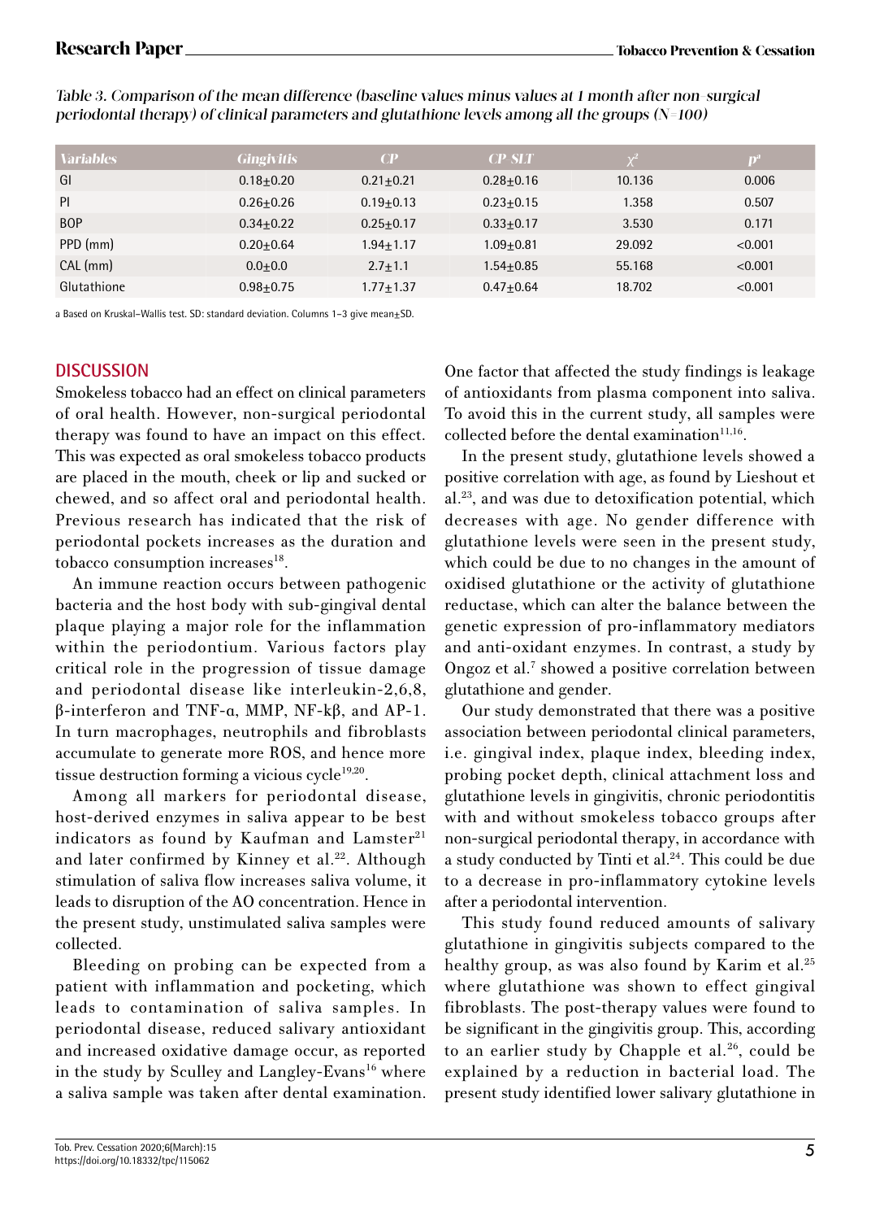*Table 3. Comparison of the mean difference (baseline values minus values at 1 month after non-surgical periodontal therapy) of clinical parameters and glutathione levels among all the groups (N=100)*

| Variables | Gingivitis | CP | CP-SLT | $\chi^2$ | p[a] |
|---|---|---|---|---|---|
| GI | 0.18±0.20 | 0.21±0.21 | 0.28±0.16 | 10.136 | 0.006 |
| PI | 0.26±0.26 | 0.19±0.13 | 0.23±0.15 | 1.358 | 0.507 |
| BOP | 0.34±0.22 | 0.25±0.17 | 0.33±0.17 | 3.530 | 0.171 |
| PPD (mm) | 0.20±0.64 | 1.94±1.17 | 1.09±0.81 | 29.092 | <0.001 |
| CAL (mm) | 0.0±0.0 | 2.7±1.1 | 1.54±0.85 | 55.168 | <0.001 |
| Glutathione | 0.98±0.75 | 1.77±1.37 | 0.47±0.64 | 18.702 | <0.001 |

a Based on Kruskal–Wallis test. SD: standard deviation. Columns 1–3 give mean±SD.

## DISCUSSION

Smokeless tobacco had an effect on clinical parameters of oral health. However, non-surgical periodontal therapy was found to have an impact on this effect. This was expected as oral smokeless tobacco products are placed in the mouth, cheek or lip and sucked or chewed, and so affect oral and periodontal health. Previous research has indicated that the risk of periodontal pockets increases as the duration and tobacco consumption increases[18].

An immune reaction occurs between pathogenic bacteria and the host body with sub-gingival dental plaque playing a major role for the inflammation within the periodontium. Various factors play critical role in the progression of tissue damage and periodontal disease like interleukin-2,6,8, β-interferon and TNF-α, MMP, NF-kβ, and AP-1. In turn macrophages, neutrophils and fibroblasts accumulate to generate more ROS, and hence more tissue destruction forming a vicious cycle[19,20].

Among all markers for periodontal disease, host-derived enzymes in saliva appear to be best indicators as found by Kaufman and Lamster[21] and later confirmed by Kinney et al.[22]. Although stimulation of saliva flow increases saliva volume, it leads to disruption of the AO concentration. Hence in the present study, unstimulated saliva samples were collected.

Bleeding on probing can be expected from a patient with inflammation and pocketing, which leads to contamination of saliva samples. In periodontal disease, reduced salivary antioxidant and increased oxidative damage occur, as reported in the study by Sculley and Langley-Evans[16] where a saliva sample was taken after dental examination. One factor that affected the study findings is leakage of antioxidants from plasma component into saliva. To avoid this in the current study, all samples were collected before the dental examination[11,16].

In the present study, glutathione levels showed a positive correlation with age, as found by Lieshout et al.[23], and was due to detoxification potential, which decreases with age. No gender difference with glutathione levels were seen in the present study, which could be due to no changes in the amount of oxidised glutathione or the activity of glutathione reductase, which can alter the balance between the genetic expression of pro-inflammatory mediators and anti-oxidant enzymes. In contrast, a study by Ongoz et al.[7] showed a positive correlation between glutathione and gender.

Our study demonstrated that there was a positive association between periodontal clinical parameters, i.e. gingival index, plaque index, bleeding index, probing pocket depth, clinical attachment loss and glutathione levels in gingivitis, chronic periodontitis with and without smokeless tobacco groups after non-surgical periodontal therapy, in accordance with a study conducted by Tinti et al.[24]. This could be due to a decrease in pro-inflammatory cytokine levels after a periodontal intervention.

This study found reduced amounts of salivary glutathione in gingivitis subjects compared to the healthy group, as was also found by Karim et al.[25] where glutathione was shown to effect gingival fibroblasts. The post-therapy values were found to be significant in the gingivitis group. This, according to an earlier study by Chapple et al.[26], could be explained by a reduction in bacterial load. The present study identified lower salivary glutathione in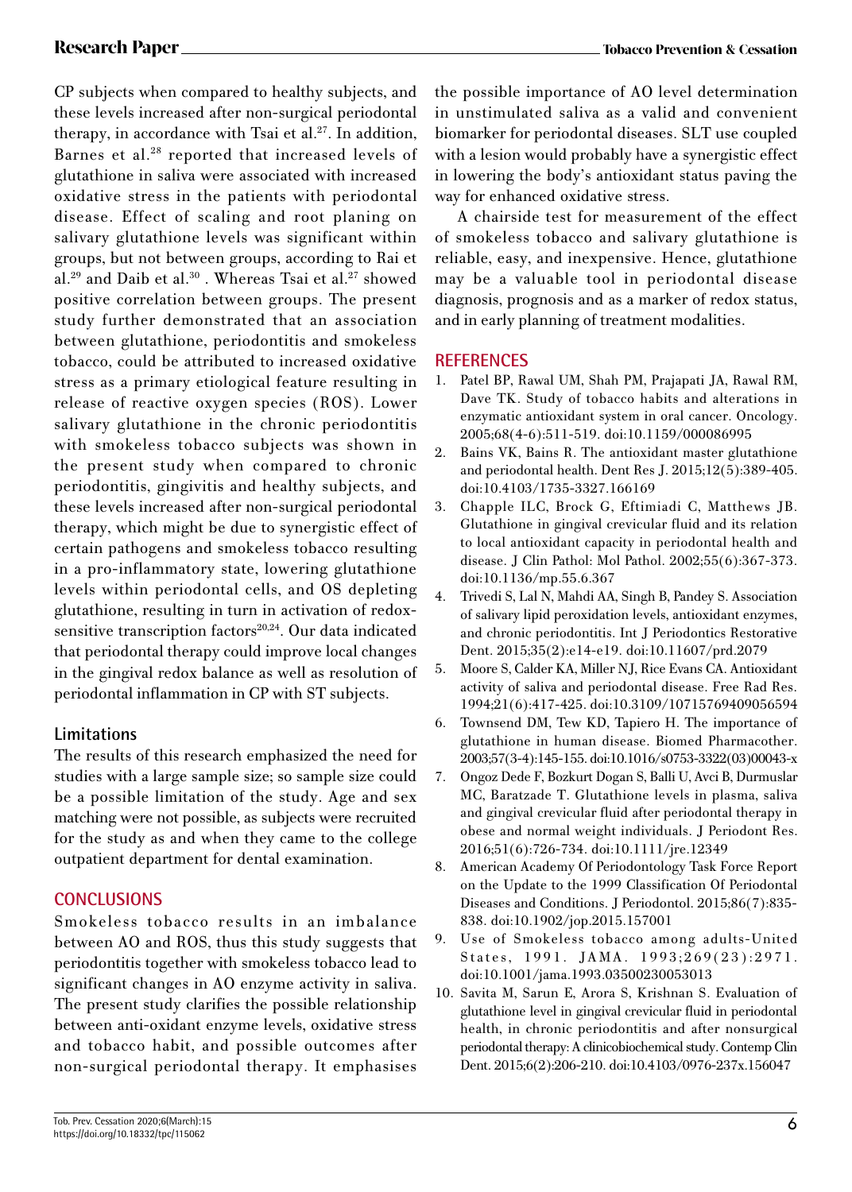CP subjects when compared to healthy subjects, and these levels increased after non-surgical periodontal therapy, in accordance with Tsai et al.[27]. In addition, Barnes et al.[28] reported that increased levels of glutathione in saliva were associated with increased oxidative stress in the patients with periodontal disease. Effect of scaling and root planing on salivary glutathione levels was significant within groups, but not between groups, according to Rai et al.[29] and Daib et al.[30] . Whereas Tsai et al.[27] showed positive correlation between groups. The present study further demonstrated that an association between glutathione, periodontitis and smokeless tobacco, could be attributed to increased oxidative stress as a primary etiological feature resulting in release of reactive oxygen species (ROS). Lower salivary glutathione in the chronic periodontitis with smokeless tobacco subjects was shown in the present study when compared to chronic periodontitis, gingivitis and healthy subjects, and these levels increased after non-surgical periodontal therapy, which might be due to synergistic effect of certain pathogens and smokeless tobacco resulting in a pro-inflammatory state, lowering glutathione levels within periodontal cells, and OS depleting glutathione, resulting in turn in activation of redox-sensitive transcription factors[20,24]. Our data indicated that periodontal therapy could improve local changes in the gingival redox balance as well as resolution of periodontal inflammation in CP with ST subjects.

### Limitations

The results of this research emphasized the need for studies with a large sample size; so sample size could be a possible limitation of the study. Age and sex matching were not possible, as subjects were recruited for the study as and when they came to the college outpatient department for dental examination.

## CONCLUSIONS

Smokeless tobacco results in an imbalance between AO and ROS, thus this study suggests that periodontitis together with smokeless tobacco lead to significant changes in AO enzyme activity in saliva. The present study clarifies the possible relationship between anti-oxidant enzyme levels, oxidative stress and tobacco habit, and possible outcomes after non-surgical periodontal therapy. It emphasises the possible importance of AO level determination in unstimulated saliva as a valid and convenient biomarker for periodontal diseases. SLT use coupled with a lesion would probably have a synergistic effect in lowering the body's antioxidant status paving the way for enhanced oxidative stress.

A chairside test for measurement of the effect of smokeless tobacco and salivary glutathione is reliable, easy, and inexpensive. Hence, glutathione may be a valuable tool in periodontal disease diagnosis, prognosis and as a marker of redox status, and in early planning of treatment modalities.

## REFERENCES

1. Patel BP, Rawal UM, Shah PM, Prajapati JA, Rawal RM, Dave TK. Study of tobacco habits and alterations in enzymatic antioxidant system in oral cancer. Oncology. 2005;68(4-6):511-519. doi:10.1159/000086995
2. Bains VK, Bains R. The antioxidant master glutathione and periodontal health. Dent Res J. 2015;12(5):389-405. doi:10.4103/1735-3327.166169
3. Chapple ILC, Brock G, Eftimiadi C, Matthews JB. Glutathione in gingival crevicular fluid and its relation to local antioxidant capacity in periodontal health and disease. J Clin Pathol: Mol Pathol. 2002;55(6):367-373. doi:10.1136/mp.55.6.367
4. Trivedi S, Lal N, Mahdi AA, Singh B, Pandey S. Association of salivary lipid peroxidation levels, antioxidant enzymes, and chronic periodontitis. Int J Periodontics Restorative Dent. 2015;35(2):e14-e19. doi:10.11607/prd.2079
5. Moore S, Calder KA, Miller NJ, Rice Evans CA. Antioxidant activity of saliva and periodontal disease. Free Rad Res. 1994;21(6):417-425. doi:10.3109/10715769409056594
6. Townsend DM, Tew KD, Tapiero H. The importance of glutathione in human disease. Biomed Pharmacother. 2003;57(3-4):145-155. doi:10.1016/s0753-3322(03)00043-x
7. Ongoz Dede F, Bozkurt Dogan S, Balli U, Avci B, Durmuslar MC, Baratzade T. Glutathione levels in plasma, saliva and gingival crevicular fluid after periodontal therapy in obese and normal weight individuals. J Periodont Res. 2016;51(6):726-734. doi:10.1111/jre.12349
8. American Academy Of Periodontology Task Force Report on the Update to the 1999 Classification Of Periodontal Diseases and Conditions. J Periodontol. 2015;86(7):835-838. doi:10.1902/jop.2015.157001
9. Use of Smokeless tobacco among adults-United States, 1991. JAMA. 1993;269(23):2971. doi:10.1001/jama.1993.03500230053013
10. Savita M, Sarun E, Arora S, Krishnan S. Evaluation of glutathione level in gingival crevicular fluid in periodontal health, in chronic periodontitis and after nonsurgical periodontal therapy: A clinicobiochemical study. Contemp Clin Dent. 2015;6(2):206-210. doi:10.4103/0976-237x.156047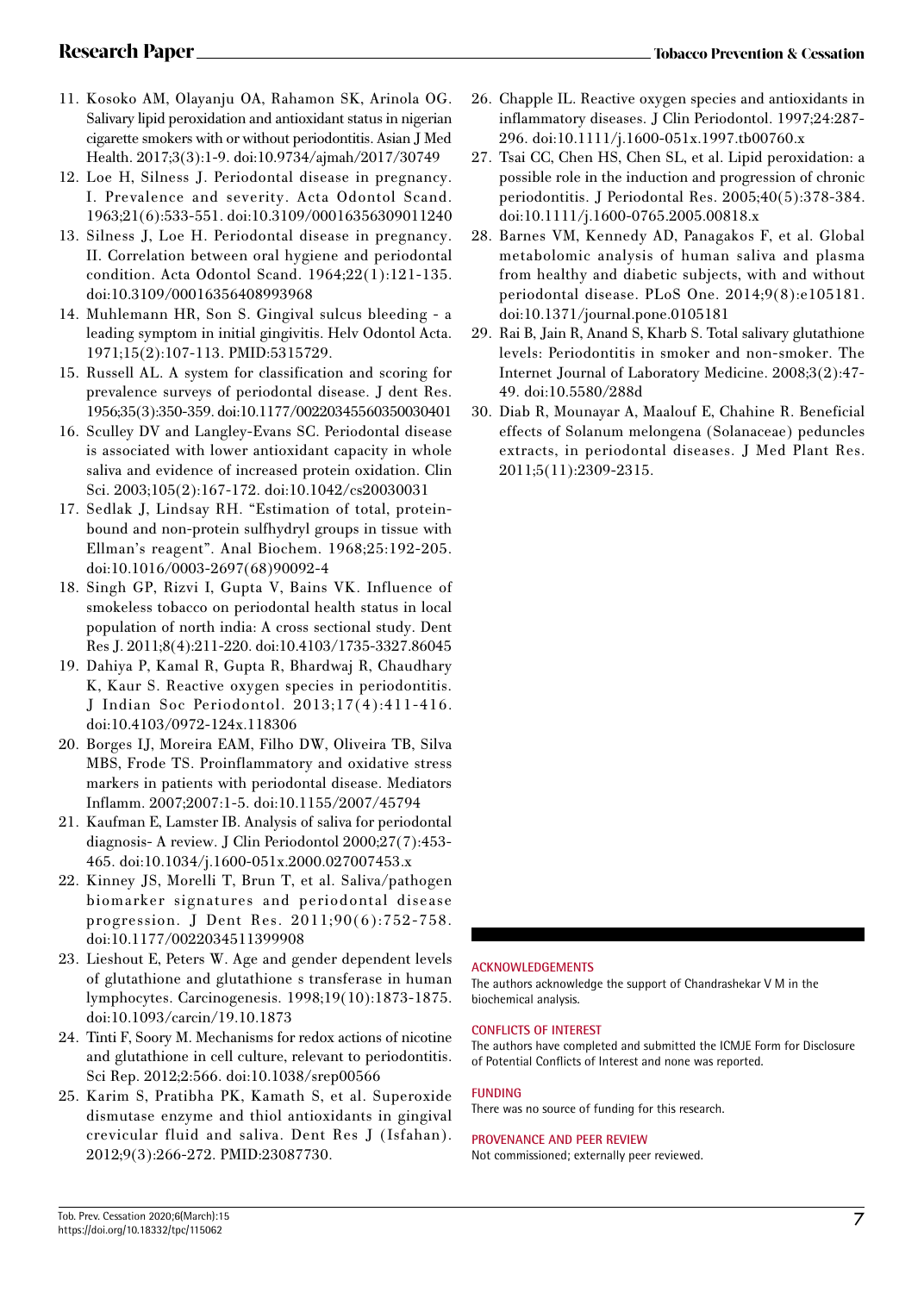11. Kosoko AM, Olayanju OA, Rahamon SK, Arinola OG. Salivary lipid peroxidation and antioxidant status in nigerian cigarette smokers with or without periodontitis. Asian J Med Health. 2017;3(3):1-9. doi:10.9734/ajmah/2017/30749
12. Loe H, Silness J. Periodontal disease in pregnancy. I. Prevalence and severity. Acta Odontol Scand. 1963;21(6):533-551. doi:10.3109/00016356309011240
13. Silness J, Loe H. Periodontal disease in pregnancy. II. Correlation between oral hygiene and periodontal condition. Acta Odontol Scand. 1964;22(1):121-135. doi:10.3109/00016356408993968
14. Muhlemann HR, Son S. Gingival sulcus bleeding - a leading symptom in initial gingivitis. Helv Odontol Acta. 1971;15(2):107-113. PMID:5315729.
15. Russell AL. A system for classification and scoring for prevalence surveys of periodontal disease. J dent Res. 1956;35(3):350-359. doi:10.1177/00220345560350030401
16. Sculley DV and Langley-Evans SC. Periodontal disease is associated with lower antioxidant capacity in whole saliva and evidence of increased protein oxidation. Clin Sci. 2003;105(2):167-172. doi:10.1042/cs20030031
17. Sedlak J, Lindsay RH. "Estimation of total, protein-bound and non-protein sulfhydryl groups in tissue with Ellman's reagent". Anal Biochem. 1968;25:192-205. doi:10.1016/0003-2697(68)90092-4
18. Singh GP, Rizvi I, Gupta V, Bains VK. Influence of smokeless tobacco on periodontal health status in local population of north india: A cross sectional study. Dent Res J. 2011;8(4):211-220. doi:10.4103/1735-3327.86045
19. Dahiya P, Kamal R, Gupta R, Bhardwaj R, Chaudhary K, Kaur S. Reactive oxygen species in periodontitis. J Indian Soc Periodontol. 2013;17(4):411-416. doi:10.4103/0972-124x.118306
20. Borges IJ, Moreira EAM, Filho DW, Oliveira TB, Silva MBS, Frode TS. Proinflammatory and oxidative stress markers in patients with periodontal disease. Mediators Inflamm. 2007;2007:1-5. doi:10.1155/2007/45794
21. Kaufman E, Lamster IB. Analysis of saliva for periodontal diagnosis- A review. J Clin Periodontol 2000;27(7):453-465. doi:10.1034/j.1600-051x.2000.027007453.x
22. Kinney JS, Morelli T, Brun T, et al. Saliva/pathogen biomarker signatures and periodontal disease progression. J Dent Res. 2011;90(6):752-758. doi:10.1177/0022034511399908
23. Lieshout E, Peters W. Age and gender dependent levels of glutathione and glutathione s transferase in human lymphocytes. Carcinogenesis. 1998;19(10):1873-1875. doi:10.1093/carcin/19.10.1873
24. Tinti F, Soory M. Mechanisms for redox actions of nicotine and glutathione in cell culture, relevant to periodontitis. Sci Rep. 2012;2:566. doi:10.1038/srep00566
25. Karim S, Pratibha PK, Kamath S, et al. Superoxide dismutase enzyme and thiol antioxidants in gingival crevicular fluid and saliva. Dent Res J (Isfahan). 2012;9(3):266-272. PMID:23087730.
26. Chapple IL. Reactive oxygen species and antioxidants in inflammatory diseases. J Clin Periodontol. 1997;24:287-296. doi:10.1111/j.1600-051x.1997.tb00760.x
27. Tsai CC, Chen HS, Chen SL, et al. Lipid peroxidation: a possible role in the induction and progression of chronic periodontitis. J Periodontal Res. 2005;40(5):378-384. doi:10.1111/j.1600-0765.2005.00818.x
28. Barnes VM, Kennedy AD, Panagakos F, et al. Global metabolomic analysis of human saliva and plasma from healthy and diabetic subjects, with and without periodontal disease. PLoS One. 2014;9(8):e105181. doi:10.1371/journal.pone.0105181
29. Rai B, Jain R, Anand S, Kharb S. Total salivary glutathione levels: Periodontitis in smoker and non-smoker. The Internet Journal of Laboratory Medicine. 2008;3(2):47-49. doi:10.5580/288d
30. Diab R, Mounayar A, Maalouf E, Chahine R. Beneficial effects of Solanum melongena (Solanaceae) peduncles extracts, in periodontal diseases. J Med Plant Res. 2011;5(11):2309-2315.

## ACKNOWLEDGEMENTS

The authors acknowledge the support of Chandrashekar V M in the biochemical analysis.

## CONFLICTS OF INTEREST

The authors have completed and submitted the ICMJE Form for Disclosure of Potential Conflicts of Interest and none was reported.

## FUNDING

There was no source of funding for this research.

## PROVENANCE AND PEER REVIEW

Not commissioned; externally peer reviewed.